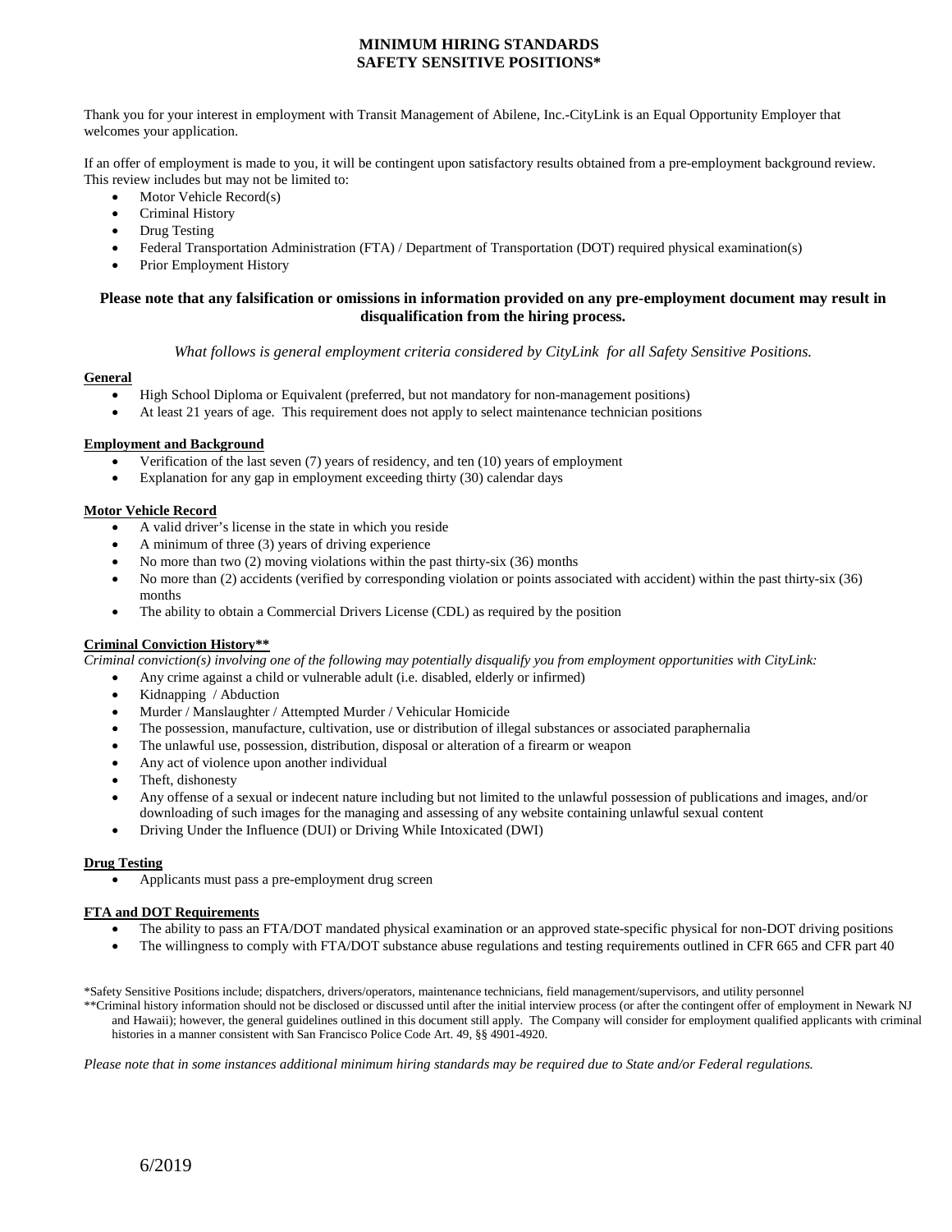# MINIMUM HIRING STANDARDS
# SAFETY SENSITIVE POSITIONS*

Thank you for your interest in employment with Transit Management of Abilene, Inc.-CityLink is an Equal Opportunity Employer that welcomes your application.

If an offer of employment is made to you, it will be contingent upon satisfactory results obtained from a pre-employment background review. This review includes but may not be limited to:

- Motor Vehicle Record(s)
- Criminal History
- Drug Testing
- Federal Transportation Administration (FTA) / Department of Transportation (DOT) required physical examination(s)
- Prior Employment History

**Please note that any falsification or omissions in information provided on any pre-employment document may result in disqualification from the hiring process.**

*What follows is general employment criteria considered by CityLink for all Safety Sensitive Positions.*

**General**

- High School Diploma or Equivalent (preferred, but not mandatory for non-management positions)
- At least 21 years of age. This requirement does not apply to select maintenance technician positions

**Employment and Background**

- Verification of the last seven (7) years of residency, and ten (10) years of employment
- Explanation for any gap in employment exceeding thirty (30) calendar days

**Motor Vehicle Record**

- A valid driver's license in the state in which you reside
- A minimum of three (3) years of driving experience
- No more than two (2) moving violations within the past thirty-six (36) months
- No more than (2) accidents (verified by corresponding violation or points associated with accident) within the past thirty-six (36) months
- The ability to obtain a Commercial Drivers License (CDL) as required by the position

**Criminal Conviction History****

*Criminal conviction(s) involving one of the following may potentially disqualify you from employment opportunities with CityLink:*

- Any crime against a child or vulnerable adult (i.e. disabled, elderly or infirmed)
- Kidnapping / Abduction
- Murder / Manslaughter / Attempted Murder / Vehicular Homicide
- The possession, manufacture, cultivation, use or distribution of illegal substances or associated paraphernalia
- The unlawful use, possession, distribution, disposal or alteration of a firearm or weapon
- Any act of violence upon another individual
- Theft, dishonesty
- Any offense of a sexual or indecent nature including but not limited to the unlawful possession of publications and images, and/or downloading of such images for the managing and assessing of any website containing unlawful sexual content
- Driving Under the Influence (DUI) or Driving While Intoxicated (DWI)

**Drug Testing**

- Applicants must pass a pre-employment drug screen

**FTA and DOT Requirements**

- The ability to pass an FTA/DOT mandated physical examination or an approved state-specific physical for non-DOT driving positions
- The willingness to comply with FTA/DOT substance abuse regulations and testing requirements outlined in CFR 665 and CFR part 40

*Safety Sensitive Positions include; dispatchers, drivers/operators, maintenance technicians, field management/supervisors, and utility personnel

**Criminal history information should not be disclosed or discussed until after the initial interview process (or after the contingent offer of employment in Newark NJ and Hawaii); however, the general guidelines outlined in this document still apply. The Company will consider for employment qualified applicants with criminal histories in a manner consistent with San Francisco Police Code Art. 49, §§ 4901-4920.

*Please note that in some instances additional minimum hiring standards may be required due to State and/or Federal regulations.*

6/2019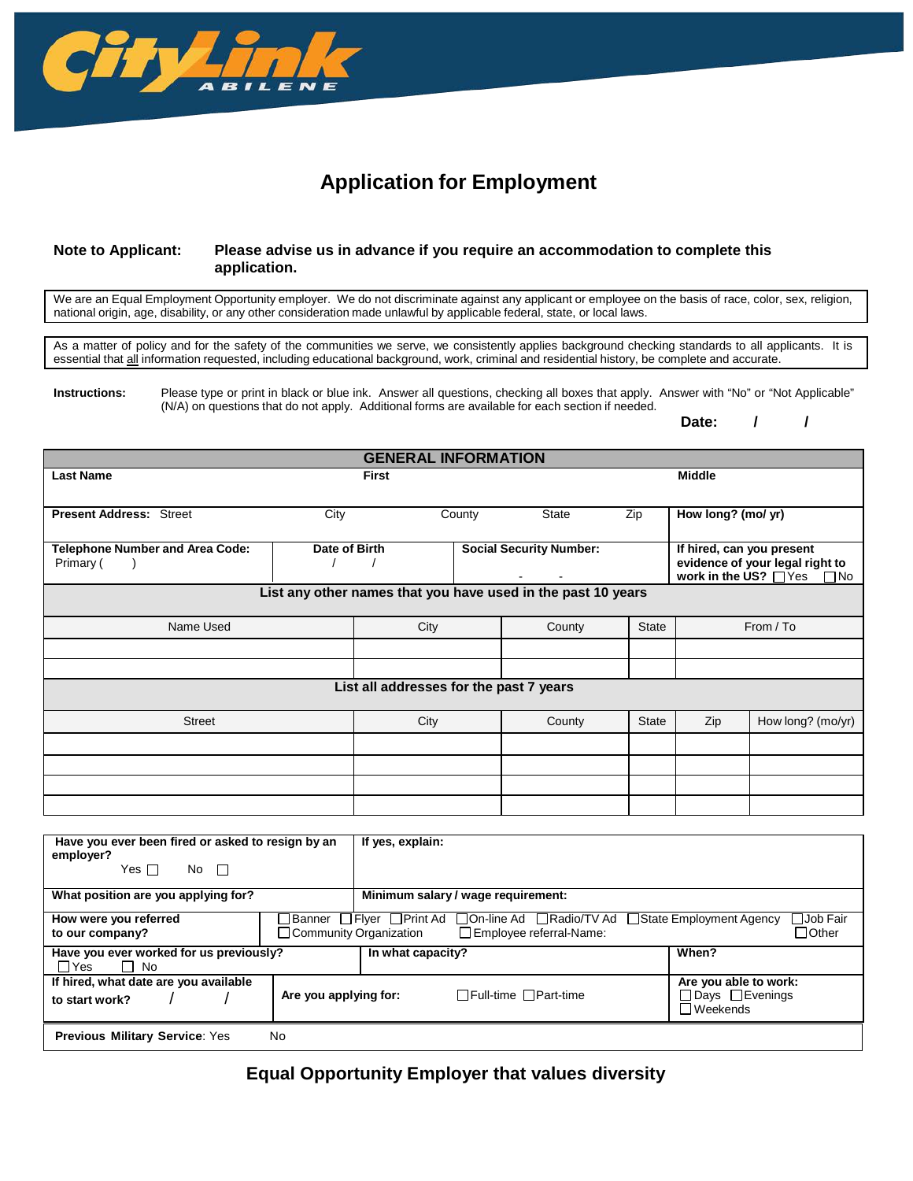CityLink ABILENE

# Application for Employment

**Note to Applicant:** **Please advise us in advance if you require an accommodation to complete this application.**

We are an Equal Employment Opportunity employer. We do not discriminate against any applicant or employee on the basis of race, color, sex, religion, national origin, age, disability, or any other consideration made unlawful by applicable federal, state, or local laws.

As a matter of policy and for the safety of the communities we serve, we consistently applies background checking standards to all applicants. It is essential that all information requested, including educational background, work, criminal and residential history, be complete and accurate.

**Instructions:** Please type or print in black or blue ink. Answer all questions, checking all boxes that apply. Answer with "No" or "Not Applicable" (N/A) on questions that do not apply. Additional forms are available for each section if needed.

**Date:** / /

## GENERAL INFORMATION

| **Last Name** | **First** | | **Middle** |
|---|---|---|---|
| **Present Address:** Street City County State Zip | | | **How long? (mo/ yr)** |
| **Telephone Number and Area Code:** Primary ( ) | **Date of Birth** / / | **Social Security Number:** - - | **If hired, can you present evidence of your legal right to work in the US?** ☐ Yes ☐ No |

**List any other names that you have used in the past 10 years**

| Name Used | City | County | State | From / To |
|---|---|---|---|---|
| | | | | |
| | | | | |

**List all addresses for the past 7 years**

| Street | City | County | State | Zip | How long? (mo/yr) |
|---|---|---|---|---|---|
| | | | | | |
| | | | | | |
| | | | | | |
| | | | | | |

| | | |
|---|---|---|
| **Have you ever been fired or asked to resign by an employer?** Yes ☐ No ☐ | **If yes, explain:** | |
| **What position are you applying for?** | **Minimum salary / wage requirement:** | |
| **How were you referred to our company?** | ☐ Banner ☐ Flyer ☐ Print Ad ☐ On-line Ad ☐ Radio/TV Ad ☐ State Employment Agency ☐ Job Fair ☐ Community Organization ☐ Employee referral-Name: ☐ Other | |
| **Have you ever worked for us previously?** ☐ Yes ☐ No | **In what capacity?** | **When?** |
| **If hired, what date are you available to start work?** / / | **Are you applying for:** ☐ Full-time ☐ Part-time | **Are you able to work:** ☐ Days ☐ Evenings ☐ Weekends |
| **Previous Military Service**: Yes No | | |

**Equal Opportunity Employer that values diversity**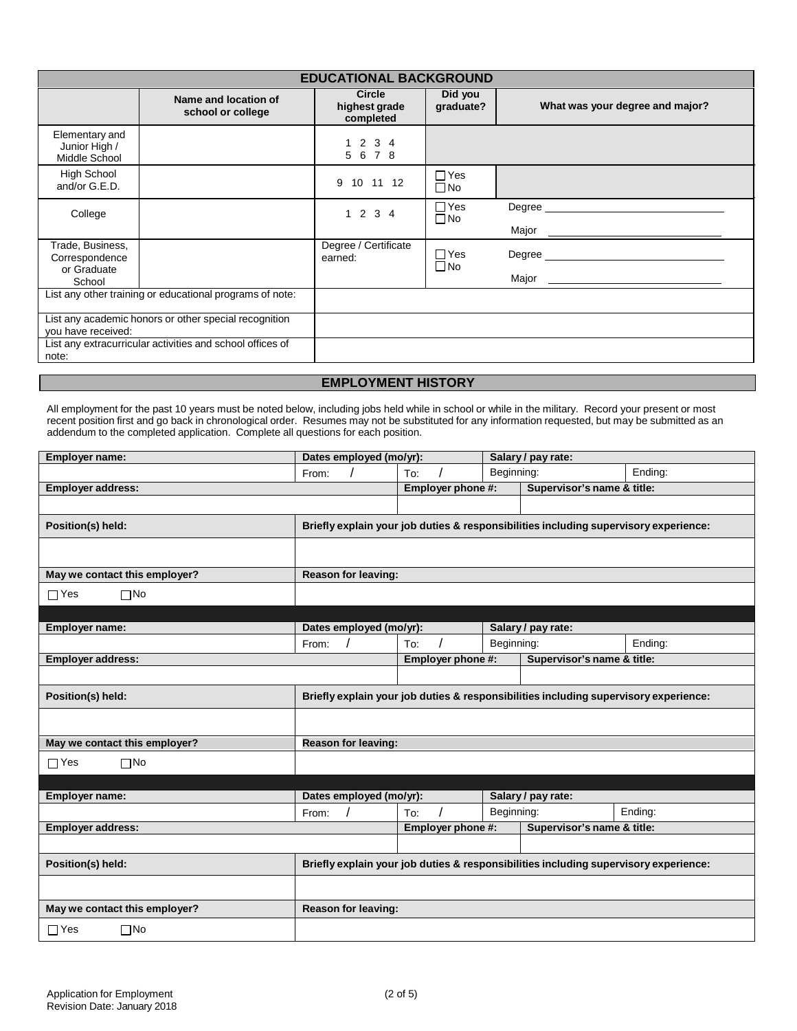## EDUCATIONAL BACKGROUND

| | Name and location of school or college | Circle highest grade completed | Did you graduate? | What was your degree and major? |
|---|---|---|---|---|
| Elementary and Junior High / Middle School | | 1 2 3 4 5 6 7 8 | | |
| High School and/or G.E.D. | | 9 10 11 12 | ☐ Yes ☐ No | |
| College | | 1 2 3 4 | ☐ Yes ☐ No | Degree ______ Major ______ |
| Trade, Business, Correspondence or Graduate School | | Degree / Certificate earned: | ☐ Yes ☐ No | Degree ______ Major ______ |
| List any other training or educational programs of note: | | | | |
| List any academic honors or other special recognition you have received: | | | | |
| List any extracurricular activities and school offices of note: | | | | |

## EMPLOYMENT HISTORY

All employment for the past 10 years must be noted below, including jobs held while in school or while in the military. Record your present or most recent position first and go back in chronological order. Resumes may not be substituted for any information requested, but may be submitted as an addendum to the completed application. Complete all questions for each position.

| Employer name: | Dates employed (mo/yr): | | Salary / pay rate: | |
|---|---|---|---|---|
| | From: / | To: / | Beginning: | Ending: |
| **Employer address:** | | **Employer phone #:** | **Supervisor's name & title:** | |
| | | | | |
| **Position(s) held:** | **Briefly explain your job duties & responsibilities including supervisory experience:** | | | |
| | | | | |
| **May we contact this employer?** | **Reason for leaving:** | | | |
| ☐ Yes ☐ No | | | | |

| Employer name: | Dates employed (mo/yr): | | Salary / pay rate: | |
|---|---|---|---|---|
| | From: / | To: / | Beginning: | Ending: |
| **Employer address:** | | **Employer phone #:** | **Supervisor's name & title:** | |
| | | | | |
| **Position(s) held:** | **Briefly explain your job duties & responsibilities including supervisory experience:** | | | |
| | | | | |
| **May we contact this employer?** | **Reason for leaving:** | | | |
| ☐ Yes ☐ No | | | | |

| Employer name: | Dates employed (mo/yr): | | Salary / pay rate: | |
|---|---|---|---|---|
| | From: / | To: / | Beginning: | Ending: |
| **Employer address:** | | **Employer phone #:** | **Supervisor's name & title:** | |
| | | | | |
| **Position(s) held:** | **Briefly explain your job duties & responsibilities including supervisory experience:** | | | |
| | | | | |
| **May we contact this employer?** | **Reason for leaving:** | | | |
| ☐ Yes ☐ No | | | | |

Application for Employment
Revision Date: January 2018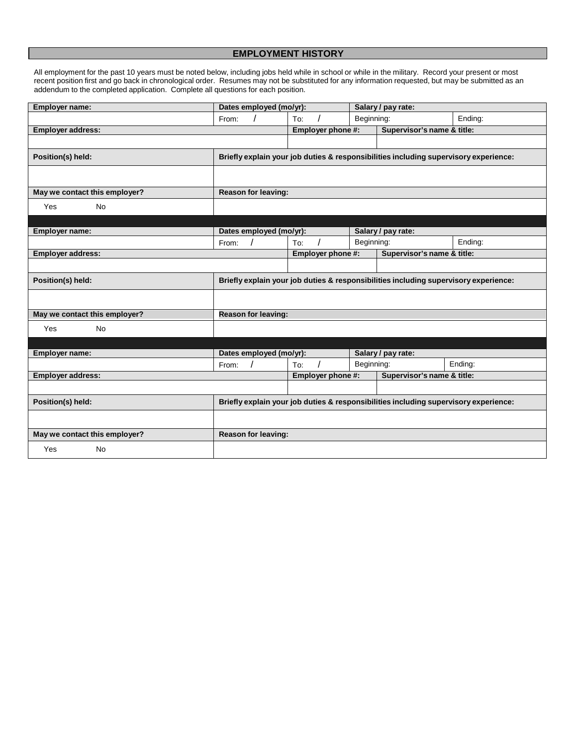## EMPLOYMENT HISTORY

All employment for the past 10 years must be noted below, including jobs held while in school or while in the military. Record your present or most recent position first and go back in chronological order. Resumes may not be substituted for any information requested, but may be submitted as an addendum to the completed application. Complete all questions for each position.

| **Employer name:** | **Dates employed (mo/yr):** | | **Salary / pay rate:** | |
|---|---|---|---|---|
| | From: / | To: / | Beginning: | Ending: |
| **Employer address:** | | **Employer phone #:** | **Supervisor's name & title:** | |
| | | | | |
| **Position(s) held:** | **Briefly explain your job duties & responsibilities including supervisory experience:** | | | |
| | | | | |
| **May we contact this employer?** | **Reason for leaving:** | | | |
| Yes No | | | | |

| **Employer name:** | **Dates employed (mo/yr):** | | **Salary / pay rate:** | |
|---|---|---|---|---|
| | From: / | To: / | Beginning: | Ending: |
| **Employer address:** | | **Employer phone #:** | **Supervisor's name & title:** | |
| | | | | |
| **Position(s) held:** | **Briefly explain your job duties & responsibilities including supervisory experience:** | | | |
| | | | | |
| **May we contact this employer?** | **Reason for leaving:** | | | |
| Yes No | | | | |

| **Employer name:** | **Dates employed (mo/yr):** | | **Salary / pay rate:** | |
|---|---|---|---|---|
| | From: / | To: / | Beginning: | Ending: |
| **Employer address:** | | **Employer phone #:** | **Supervisor's name & title:** | |
| | | | | |
| **Position(s) held:** | **Briefly explain your job duties & responsibilities including supervisory experience:** | | | |
| | | | | |
| **May we contact this employer?** | **Reason for leaving:** | | | |
| Yes No | | | | |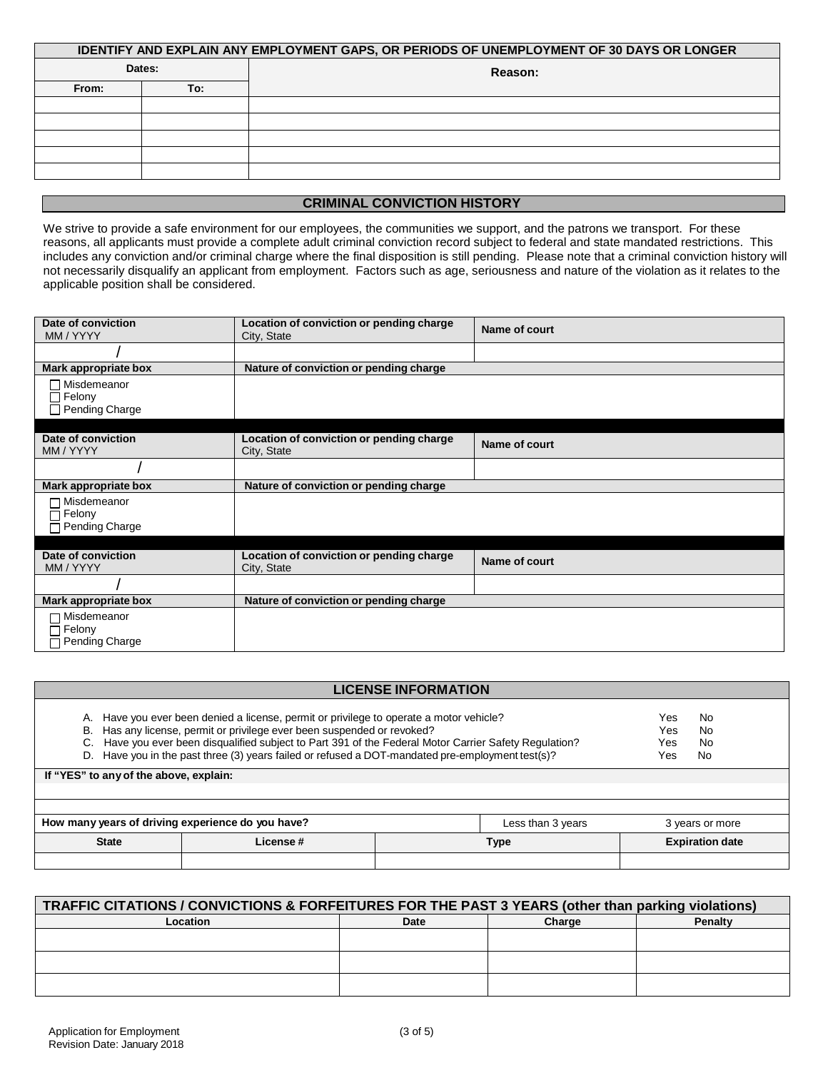| IDENTIFY AND EXPLAIN ANY EMPLOYMENT GAPS, OR PERIODS OF UNEMPLOYMENT OF 30 DAYS OR LONGER | | |
|---|---|---|
| **Dates:** | | **Reason:** |
| **From:** | **To:** | |
| | | |
| | | |
| | | |
| | | |
| | | |

## CRIMINAL CONVICTION HISTORY

We strive to provide a safe environment for our employees, the communities we support, and the patrons we transport. For these reasons, all applicants must provide a complete adult criminal conviction record subject to federal and state mandated restrictions. This includes any conviction and/or criminal charge where the final disposition is still pending. Please note that a criminal conviction history will not necessarily disqualify an applicant from employment. Factors such as age, seriousness and nature of the violation as it relates to the applicable position shall be considered.

| **Date of conviction** MM / YYYY | **Location of conviction or pending charge** City, State | **Name of court** |
|---|---|---|
| / | | |
| **Mark appropriate box** | **Nature of conviction or pending charge** | |
| ☐ Misdemeanor ☐ Felony ☐ Pending Charge | | |

| **Date of conviction** MM / YYYY | **Location of conviction or pending charge** City, State | **Name of court** |
|---|---|---|
| / | | |
| **Mark appropriate box** | **Nature of conviction or pending charge** | |
| ☐ Misdemeanor ☐ Felony ☐ Pending Charge | | |

| **Date of conviction** MM / YYYY | **Location of conviction or pending charge** City, State | **Name of court** |
|---|---|---|
| / | | |
| **Mark appropriate box** | **Nature of conviction or pending charge** | |
| ☐ Misdemeanor ☐ Felony ☐ Pending Charge | | |

## LICENSE INFORMATION

| | | |
|---|---|---|
| A. Have you ever been denied a license, permit or privilege to operate a motor vehicle? | Yes | No |
| B. Has any license, permit or privilege ever been suspended or revoked? | Yes | No |
| C. Have you ever been disqualified subject to Part 391 of the Federal Motor Carrier Safety Regulation? | Yes | No |
| D. Have you in the past three (3) years failed or refused a DOT-mandated pre-employment test(s)? | Yes | No |

**If "YES" to any of the above, explain:**

| **How many years of driving experience do you have?** | | Less than 3 years | 3 years or more |
|---|---|---|---|
| **State** | **License #** | **Type** | **Expiration date** |
| | | | |

| TRAFFIC CITATIONS / CONVICTIONS & FORFEITURES FOR THE PAST 3 YEARS (other than parking violations) | | | |
|---|---|---|---|
| **Location** | **Date** | **Charge** | **Penalty** |
| | | | |
| | | | |
| | | | |

Application for Employment
Revision Date: January 2018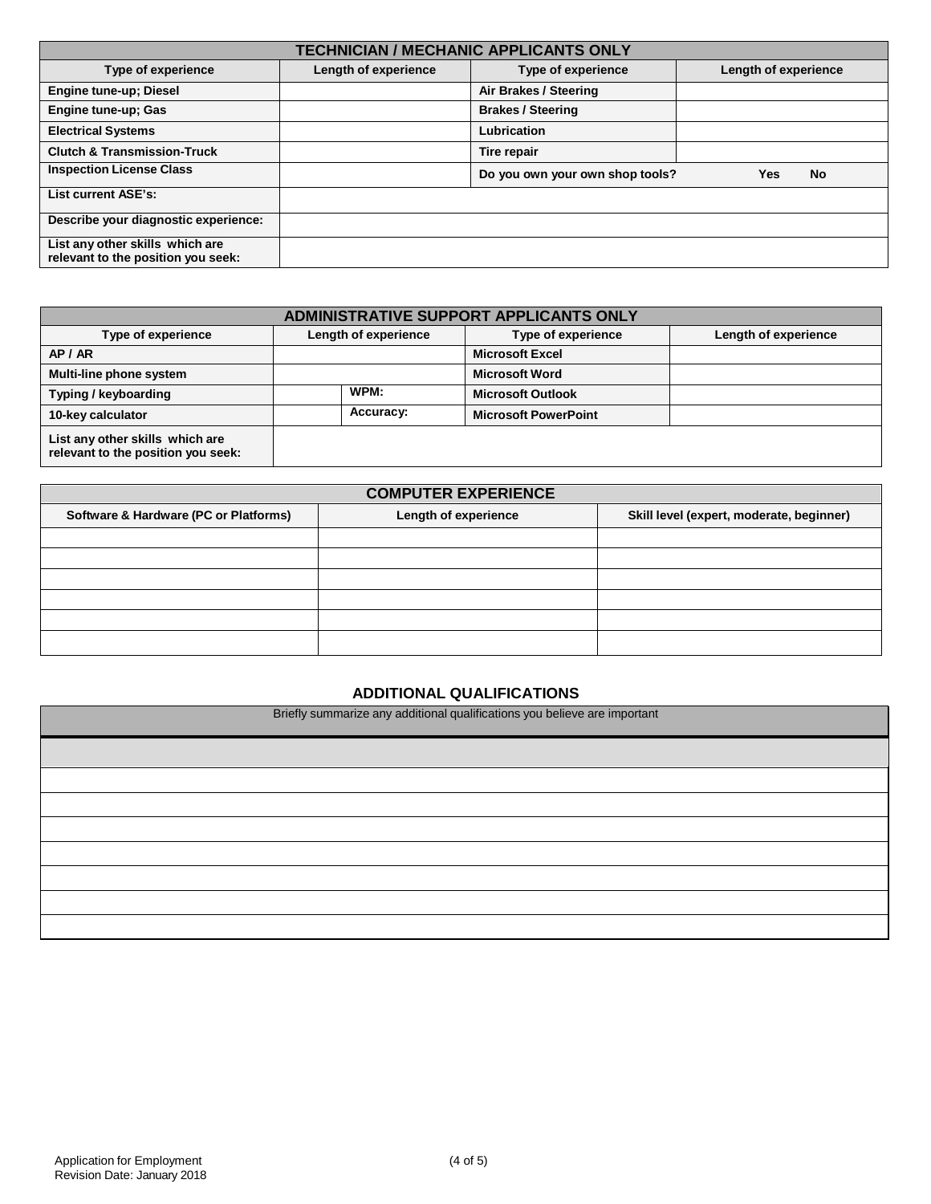| TECHNICIAN / MECHANIC APPLICANTS ONLY | | | |
|---|---|---|---|
| **Type of experience** | **Length of experience** | **Type of experience** | **Length of experience** |
| **Engine tune-up; Diesel** | | **Air Brakes / Steering** | |
| **Engine tune-up; Gas** | | **Brakes / Steering** | |
| **Electrical Systems** | | **Lubrication** | |
| **Clutch & Transmission-Truck** | | **Tire repair** | |
| **Inspection License Class** | | **Do you own your own shop tools? Yes No** | |
| **List current ASE's:** | | | |
| **Describe your diagnostic experience:** | | | |
| **List any other skills which are relevant to the position you seek:** | | | |

| ADMINISTRATIVE SUPPORT APPLICANTS ONLY | | | | |
|---|---|---|---|---|
| **Type of experience** | **Length of experience** | | **Type of experience** | **Length of experience** |
| **AP / AR** | | | **Microsoft Excel** | |
| **Multi-line phone system** | | | **Microsoft Word** | |
| **Typing / keyboarding** | | **WPM:** | **Microsoft Outlook** | |
| **10-key calculator** | | **Accuracy:** | **Microsoft PowerPoint** | |
| **List any other skills which are relevant to the position you seek:** | | | | |

| COMPUTER EXPERIENCE | | |
|---|---|---|
| **Software & Hardware (PC or Platforms)** | **Length of experience** | **Skill level (expert, moderate, beginner)** |
| | | |
| | | |
| | | |
| | | |
| | | |
| | | |

## ADDITIONAL QUALIFICATIONS

| Briefly summarize any additional qualifications you believe are important |
|---|
| |
| |
| |
| |
| |
| |
| |
| |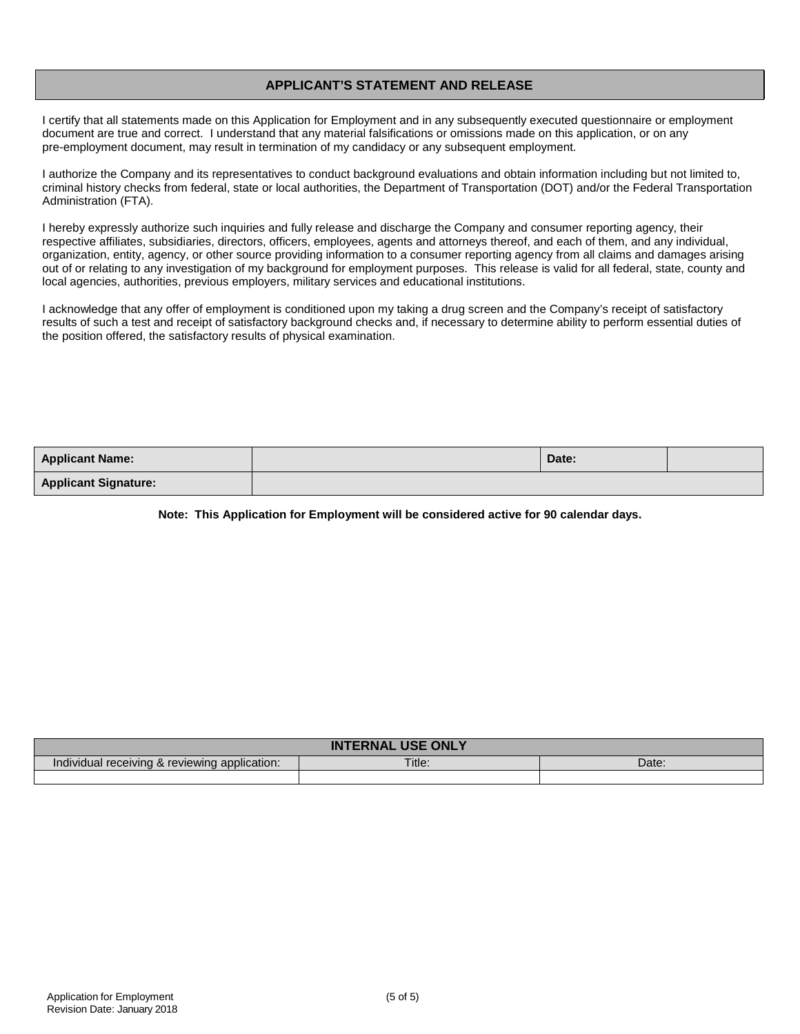## APPLICANT'S STATEMENT AND RELEASE

I certify that all statements made on this Application for Employment and in any subsequently executed questionnaire or employment document are true and correct. I understand that any material falsifications or omissions made on this application, or on any pre-employment document, may result in termination of my candidacy or any subsequent employment.

I authorize the Company and its representatives to conduct background evaluations and obtain information including but not limited to, criminal history checks from federal, state or local authorities, the Department of Transportation (DOT) and/or the Federal Transportation Administration (FTA).

I hereby expressly authorize such inquiries and fully release and discharge the Company and consumer reporting agency, their respective affiliates, subsidiaries, directors, officers, employees, agents and attorneys thereof, and each of them, and any individual, organization, entity, agency, or other source providing information to a consumer reporting agency from all claims and damages arising out of or relating to any investigation of my background for employment purposes. This release is valid for all federal, state, county and local agencies, authorities, previous employers, military services and educational institutions.

I acknowledge that any offer of employment is conditioned upon my taking a drug screen and the Company's receipt of satisfactory results of such a test and receipt of satisfactory background checks and, if necessary to determine ability to perform essential duties of the position offered, the satisfactory results of physical examination.

| **Applicant Name:** | | **Date:** | |
|---|---|---|---|
| **Applicant Signature:** | | | |

**Note: This Application for Employment will be considered active for 90 calendar days.**

| **INTERNAL USE ONLY** | | |
|---|---|---|
| Individual receiving & reviewing application: | Title: | Date: |
| | | |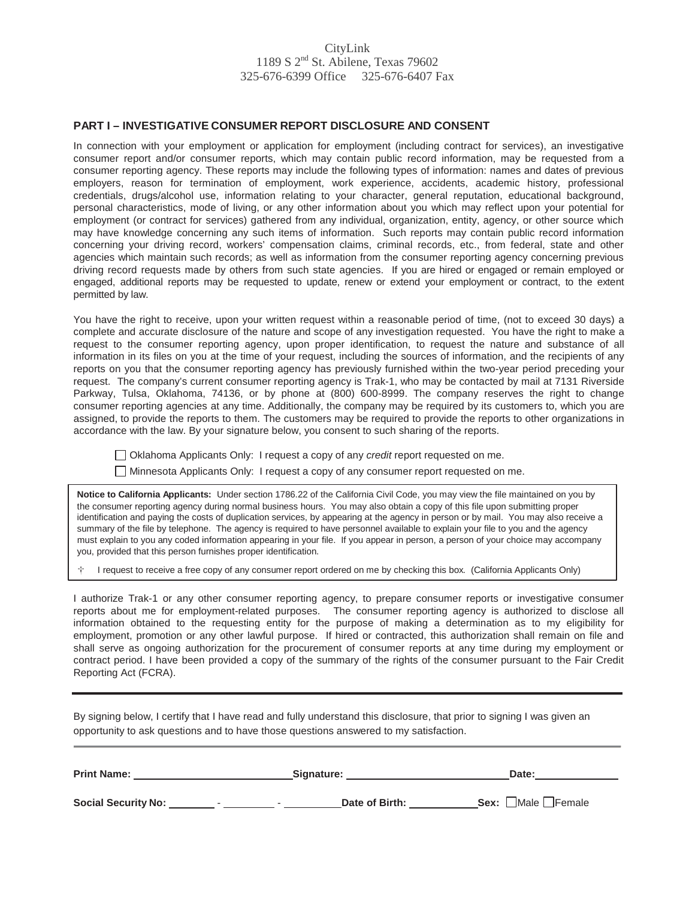CityLink
1189 S 2nd St. Abilene, Texas 79602
325-676-6399 Office 325-676-6407 Fax

## PART I – INVESTIGATIVE CONSUMER REPORT DISCLOSURE AND CONSENT

In connection with your employment or application for employment (including contract for services), an investigative consumer report and/or consumer reports, which may contain public record information, may be requested from a consumer reporting agency. These reports may include the following types of information: names and dates of previous employers, reason for termination of employment, work experience, accidents, academic history, professional credentials, drugs/alcohol use, information relating to your character, general reputation, educational background, personal characteristics, mode of living, or any other information about you which may reflect upon your potential for employment (or contract for services) gathered from any individual, organization, entity, agency, or other source which may have knowledge concerning any such items of information. Such reports may contain public record information concerning your driving record, workers' compensation claims, criminal records, etc., from federal, state and other agencies which maintain such records; as well as information from the consumer reporting agency concerning previous driving record requests made by others from such state agencies. If you are hired or engaged or remain employed or engaged, additional reports may be requested to update, renew or extend your employment or contract, to the extent permitted by law.

You have the right to receive, upon your written request within a reasonable period of time, (not to exceed 30 days) a complete and accurate disclosure of the nature and scope of any investigation requested. You have the right to make a request to the consumer reporting agency, upon proper identification, to request the nature and substance of all information in its files on you at the time of your request, including the sources of information, and the recipients of any reports on you that the consumer reporting agency has previously furnished within the two-year period preceding your request. The company's current consumer reporting agency is Trak-1, who may be contacted by mail at 7131 Riverside Parkway, Tulsa, Oklahoma, 74136, or by phone at (800) 600-8999. The company reserves the right to change consumer reporting agencies at any time. Additionally, the company may be required by its customers to, which you are assigned, to provide the reports to them. The customers may be required to provide the reports to other organizations in accordance with the law. By your signature below, you consent to such sharing of the reports.

☐ Oklahoma Applicants Only: I request a copy of any *credit* report requested on me.

☐ Minnesota Applicants Only: I request a copy of any consumer report requested on me.

**Notice to California Applicants:** Under section 1786.22 of the California Civil Code, you may view the file maintained on you by the consumer reporting agency during normal business hours. You may also obtain a copy of this file upon submitting proper identification and paying the costs of duplication services, by appearing at the agency in person or by mail. You may also receive a summary of the file by telephone. The agency is required to have personnel available to explain your file to you and the agency must explain to you any coded information appearing in your file. If you appear in person, a person of your choice may accompany you, provided that this person furnishes proper identification.

☐ I request to receive a free copy of any consumer report ordered on me by checking this box. (California Applicants Only)

I authorize Trak-1 or any other consumer reporting agency, to prepare consumer reports or investigative consumer reports about me for employment-related purposes. The consumer reporting agency is authorized to disclose all information obtained to the requesting entity for the purpose of making a determination as to my eligibility for employment, promotion or any other lawful purpose. If hired or contracted, this authorization shall remain on file and shall serve as ongoing authorization for the procurement of consumer reports at any time during my employment or contract period. I have been provided a copy of the summary of the rights of the consumer pursuant to the Fair Credit Reporting Act (FCRA).

---

By signing below, I certify that I have read and fully understand this disclosure, that prior to signing I was given an opportunity to ask questions and to have those questions answered to my satisfaction.

---

**Print Name:** ____________________ **Signature:** ____________________ **Date:** ____________

**Social Security No:** ________ - ________ - ________ **Date of Birth:** ____________ **Sex:** ☐Male ☐Female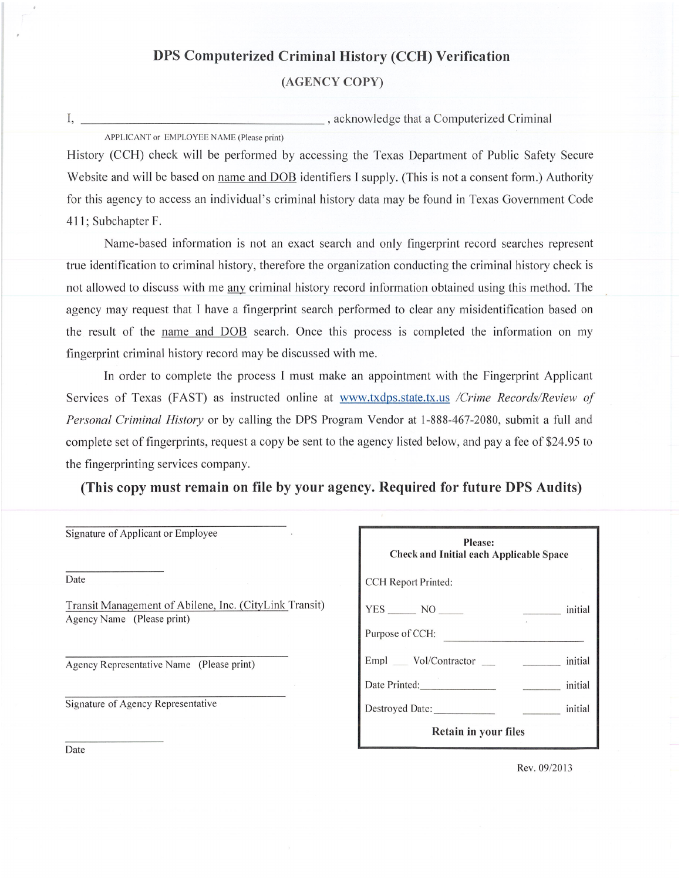# DPS Computerized Criminal History (CCH) Verification

## (AGENCY COPY)

I, ________________________________________ , acknowledge that a Computerized Criminal

APPLICANT or EMPLOYEE NAME (Please print)

History (CCH) check will be performed by accessing the Texas Department of Public Safety Secure Website and will be based on name and DOB identifiers I supply. (This is not a consent form.) Authority for this agency to access an individual's criminal history data may be found in Texas Government Code 411; Subchapter F.

Name-based information is not an exact search and only fingerprint record searches represent true identification to criminal history, therefore the organization conducting the criminal history check is not allowed to discuss with me any criminal history record information obtained using this method. The agency may request that I have a fingerprint search performed to clear any misidentification based on the result of the name and DOB search. Once this process is completed the information on my fingerprint criminal history record may be discussed with me.

In order to complete the process I must make an appointment with the Fingerprint Applicant Services of Texas (FAST) as instructed online at www.txdps.state.tx.us */Crime Records/Review of Personal Criminal History* or by calling the DPS Program Vendor at 1-888-467-2080, submit a full and complete set of fingerprints, request a copy be sent to the agency listed below, and pay a fee of $24.95 to the fingerprinting services company.

**(This copy must remain on file by your agency. Required for future DPS Audits)**

________________________________________
Signature of Applicant or Employee

________________
Date

Transit Management of Abilene, Inc. (CityLink Transit)
Agency Name (Please print)

________________________________________
Agency Representative Name (Please print)

________________________________________
Signature of Agency Representative

________________
Date

**Please:**
**Check and Initial each Applicable Space**

CCH Report Printed:

YES _____ NO _____ _______ initial

Purpose of CCH: ____________________

Empl ___ Vol/Contractor ___ _______ initial

Date Printed:______________ _______ initial

Destroyed Date:____________ _______ initial

**Retain in your files**

Rev. 09/2013